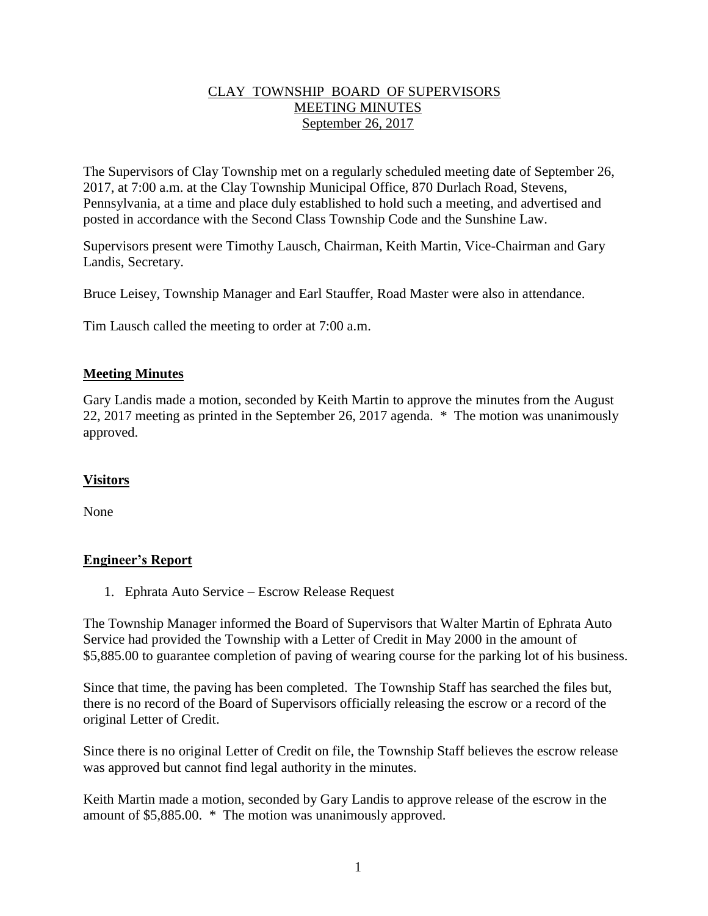# CLAY TOWNSHIP BOARD OF SUPERVISORS
## MEETING MINUTES
### September 26, 2017

The Supervisors of Clay Township met on a regularly scheduled meeting date of September 26, 2017, at 7:00 a.m. at the Clay Township Municipal Office, 870 Durlach Road, Stevens, Pennsylvania, at a time and place duly established to hold such a meeting, and advertised and posted in accordance with the Second Class Township Code and the Sunshine Law.

Supervisors present were Timothy Lausch, Chairman, Keith Martin, Vice-Chairman and Gary Landis, Secretary.

Bruce Leisey, Township Manager and Earl Stauffer, Road Master were also in attendance.

Tim Lausch called the meeting to order at 7:00 a.m.

**Meeting Minutes**

Gary Landis made a motion, seconded by Keith Martin to approve the minutes from the August 22, 2017 meeting as printed in the September 26, 2017 agenda. * The motion was unanimously approved.

**Visitors**

None

**Engineer's Report**

1. Ephrata Auto Service – Escrow Release Request

The Township Manager informed the Board of Supervisors that Walter Martin of Ephrata Auto Service had provided the Township with a Letter of Credit in May 2000 in the amount of $5,885.00 to guarantee completion of paving of wearing course for the parking lot of his business.

Since that time, the paving has been completed. The Township Staff has searched the files but, there is no record of the Board of Supervisors officially releasing the escrow or a record of the original Letter of Credit.

Since there is no original Letter of Credit on file, the Township Staff believes the escrow release was approved but cannot find legal authority in the minutes.

Keith Martin made a motion, seconded by Gary Landis to approve release of the escrow in the amount of $5,885.00. * The motion was unanimously approved.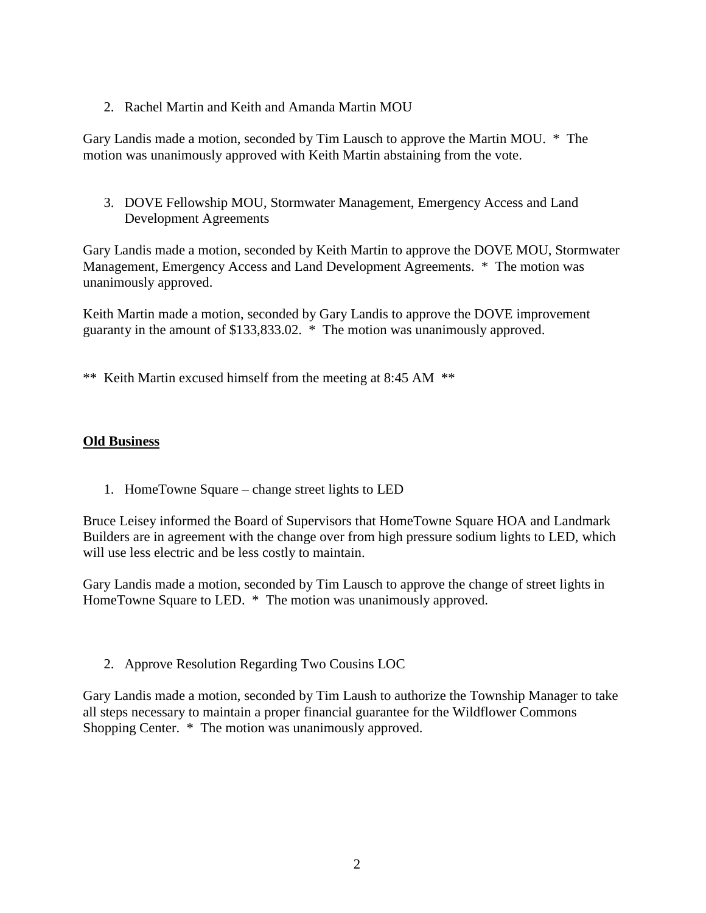2. Rachel Martin and Keith and Amanda Martin MOU

Gary Landis made a motion, seconded by Tim Lausch to approve the Martin MOU. * The motion was unanimously approved with Keith Martin abstaining from the vote.

3. DOVE Fellowship MOU, Stormwater Management, Emergency Access and Land Development Agreements

Gary Landis made a motion, seconded by Keith Martin to approve the DOVE MOU, Stormwater Management, Emergency Access and Land Development Agreements. * The motion was unanimously approved.

Keith Martin made a motion, seconded by Gary Landis to approve the DOVE improvement guaranty in the amount of $133,833.02. * The motion was unanimously approved.

** Keith Martin excused himself from the meeting at 8:45 AM **

## **Old Business**

1. HomeTowne Square – change street lights to LED

Bruce Leisey informed the Board of Supervisors that HomeTowne Square HOA and Landmark Builders are in agreement with the change over from high pressure sodium lights to LED, which will use less electric and be less costly to maintain.

Gary Landis made a motion, seconded by Tim Lausch to approve the change of street lights in HomeTowne Square to LED. * The motion was unanimously approved.

2. Approve Resolution Regarding Two Cousins LOC

Gary Landis made a motion, seconded by Tim Laush to authorize the Township Manager to take all steps necessary to maintain a proper financial guarantee for the Wildflower Commons Shopping Center. * The motion was unanimously approved.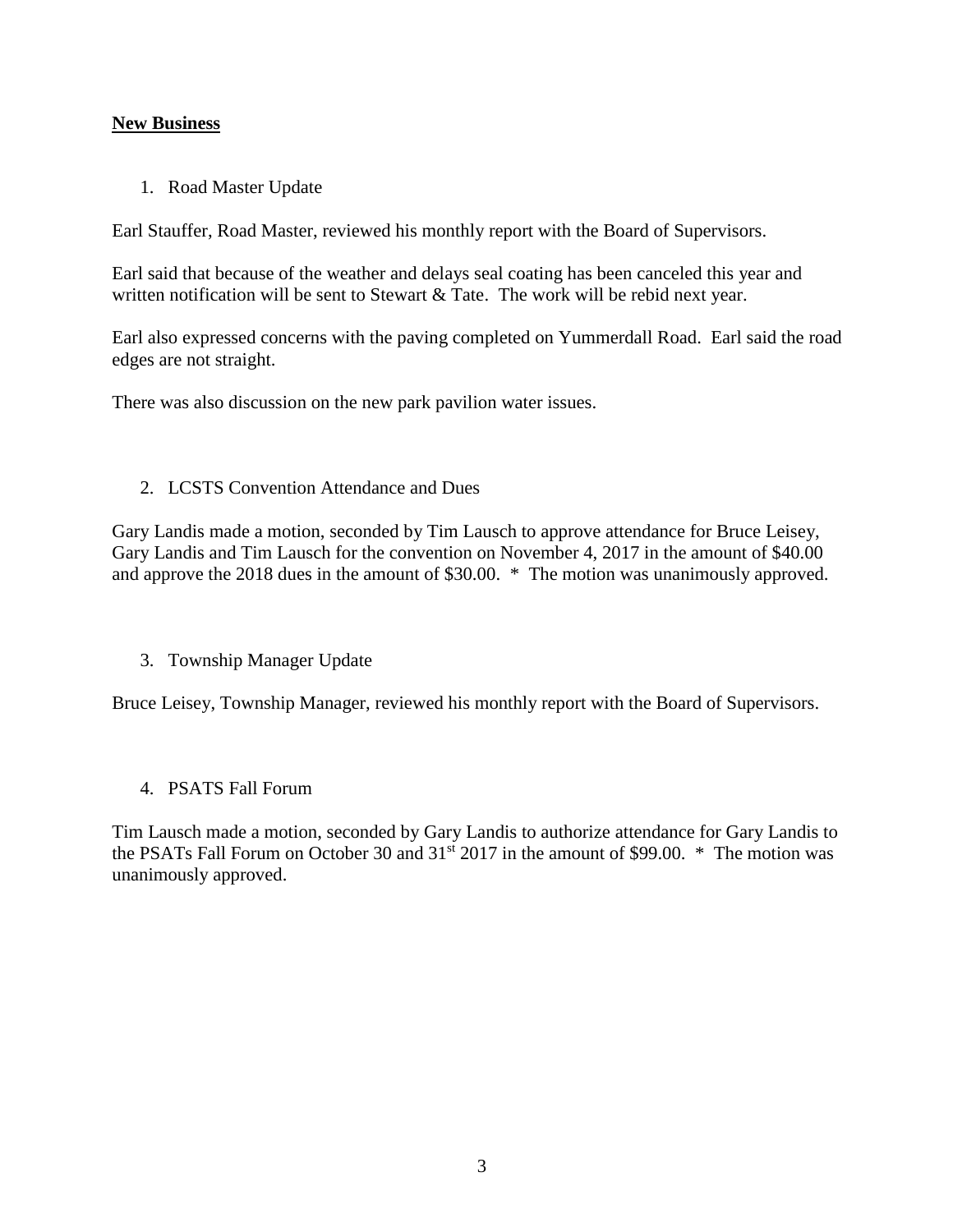**New Business**

1. Road Master Update

Earl Stauffer, Road Master, reviewed his monthly report with the Board of Supervisors.

Earl said that because of the weather and delays seal coating has been canceled this year and written notification will be sent to Stewart & Tate. The work will be rebid next year.

Earl also expressed concerns with the paving completed on Yummerdall Road. Earl said the road edges are not straight.

There was also discussion on the new park pavilion water issues.

2. LCSTS Convention Attendance and Dues

Gary Landis made a motion, seconded by Tim Lausch to approve attendance for Bruce Leisey, Gary Landis and Tim Lausch for the convention on November 4, 2017 in the amount of $40.00 and approve the 2018 dues in the amount of $30.00. * The motion was unanimously approved.

3. Township Manager Update

Bruce Leisey, Township Manager, reviewed his monthly report with the Board of Supervisors.

4. PSATS Fall Forum

Tim Lausch made a motion, seconded by Gary Landis to authorize attendance for Gary Landis to the PSATs Fall Forum on October 30 and 31st 2017 in the amount of $99.00. * The motion was unanimously approved.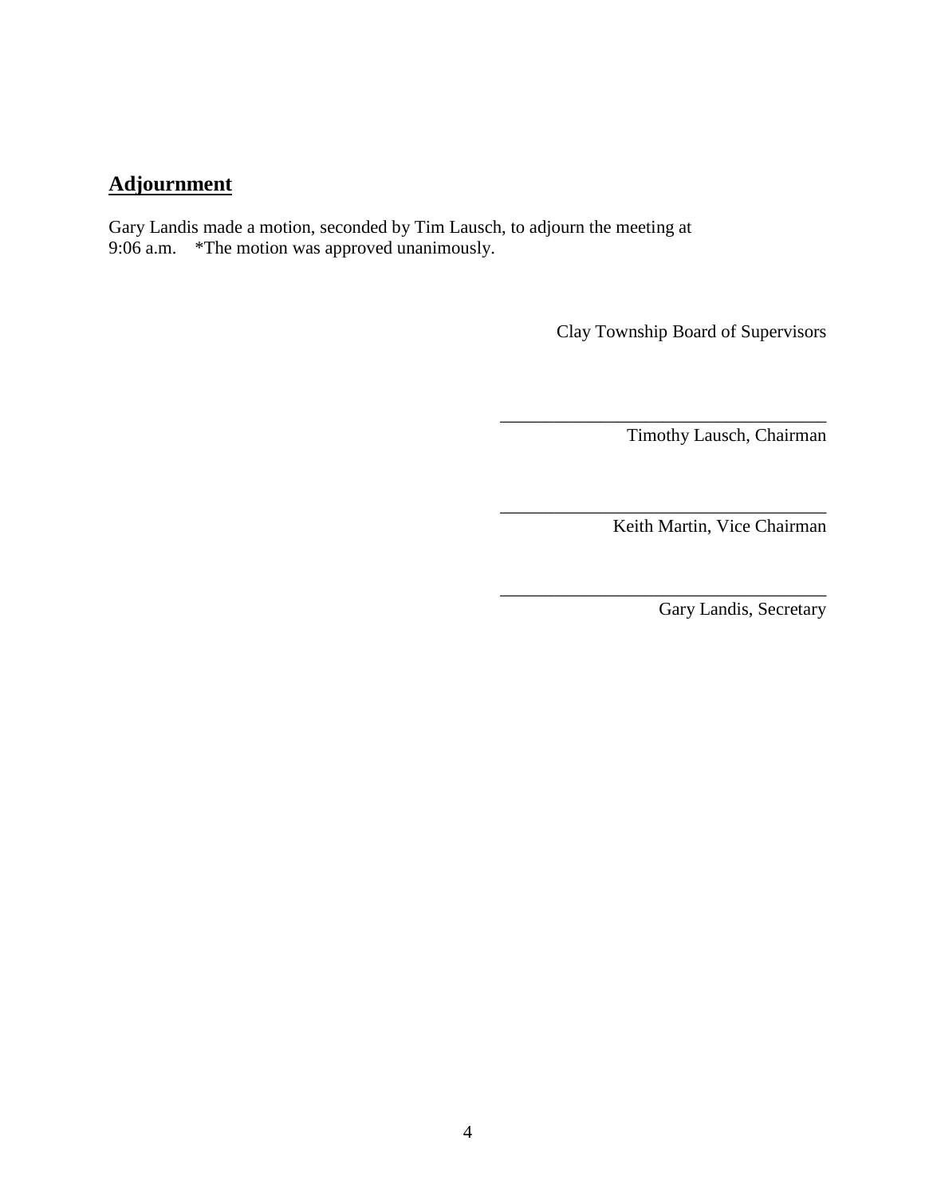## Adjournment

Gary Landis made a motion, seconded by Tim Lausch, to adjourn the meeting at 9:06 a.m. *The motion was approved unanimously.

Clay Township Board of Supervisors

_____________________________________
Timothy Lausch, Chairman

_____________________________________
Keith Martin, Vice Chairman

_____________________________________
Gary Landis, Secretary